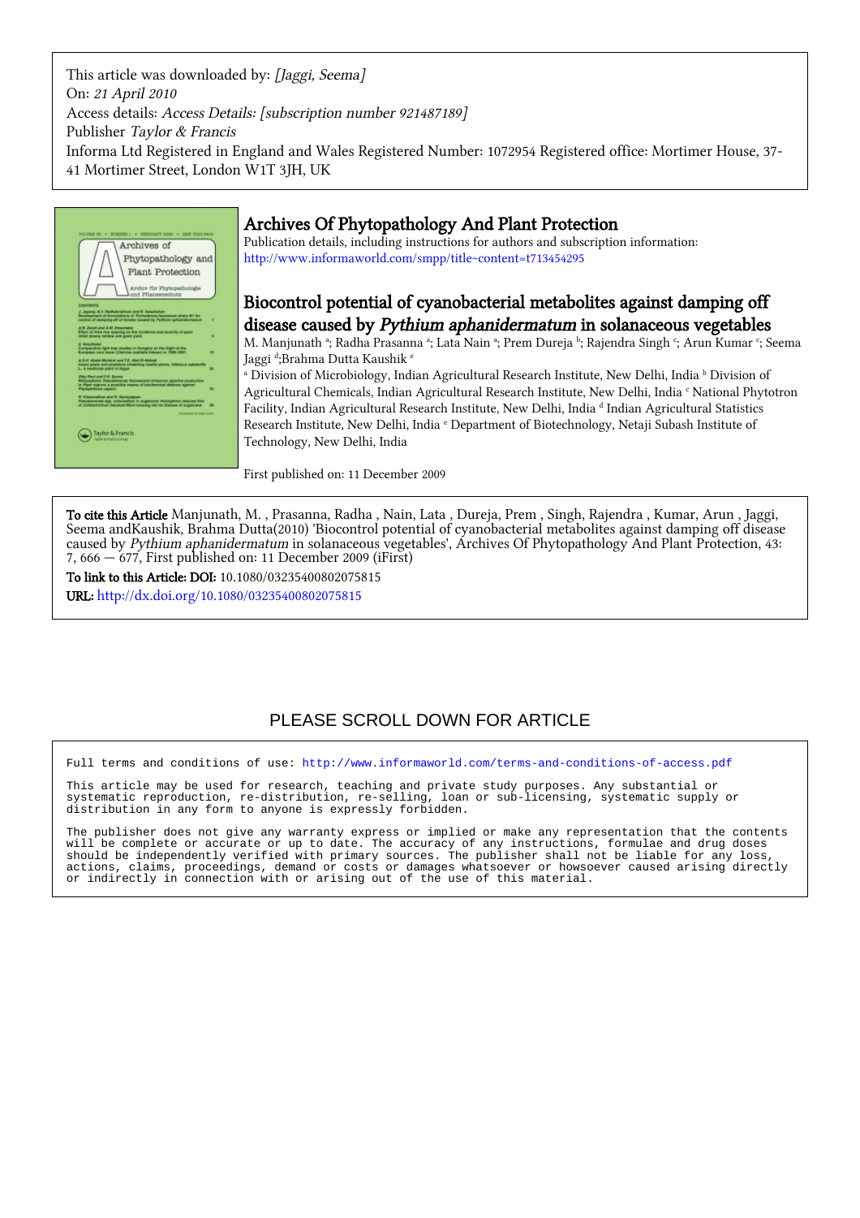This article was downloaded by: *[Jaggi, Seema]*
On: *21 April 2010*
Access details: *Access Details: [subscription number 921487189]*
Publisher *Taylor & Francis*
Informa Ltd Registered in England and Wales Registered Number: 1072954 Registered office: Mortimer House, 37-41 Mortimer Street, London W1T 3JH, UK

# Archives Of Phytopathology And Plant Protection

Publication details, including instructions for authors and subscription information:
http://www.informaworld.com/smpp/title~content=t713454295

## Biocontrol potential of cyanobacterial metabolites against damping off disease caused by *Pythium aphanidermatum* in solanaceous vegetables

M. Manjunath [a]; Radha Prasanna [a]; Lata Nain [a]; Prem Dureja [b]; Rajendra Singh [c]; Arun Kumar [c]; Seema Jaggi [d];Brahma Dutta Kaushik [e]

[a] Division of Microbiology, Indian Agricultural Research Institute, New Delhi, India [b] Division of Agricultural Chemicals, Indian Agricultural Research Institute, New Delhi, India [c] National Phytotron Facility, Indian Agricultural Research Institute, New Delhi, India [d] Indian Agricultural Statistics Research Institute, New Delhi, India [e] Department of Biotechnology, Netaji Subash Institute of Technology, New Delhi, India

First published on: 11 December 2009

**To cite this Article** Manjunath, M. , Prasanna, Radha , Nain, Lata , Dureja, Prem , Singh, Rajendra , Kumar, Arun , Jaggi, Seema andKaushik, Brahma Dutta(2010) 'Biocontrol potential of cyanobacterial metabolites against damping off disease caused by *Pythium aphanidermatum* in solanaceous vegetables', Archives Of Phytopathology And Plant Protection, 43: 7, 666 — 677, First published on: 11 December 2009 (iFirst)

**To link to this Article: DOI:** 10.1080/03235400802075815

**URL:** http://dx.doi.org/10.1080/03235400802075815

PLEASE SCROLL DOWN FOR ARTICLE

Full terms and conditions of use: http://www.informaworld.com/terms-and-conditions-of-access.pdf

This article may be used for research, teaching and private study purposes. Any substantial or systematic reproduction, re-distribution, re-selling, loan or sub-licensing, systematic supply or distribution in any form to anyone is expressly forbidden.

The publisher does not give any warranty express or implied or make any representation that the contents will be complete or accurate or up to date. The accuracy of any instructions, formulae and drug doses should be independently verified with primary sources. The publisher shall not be liable for any loss, actions, claims, proceedings, demand or costs or damages whatsoever or howsoever caused arising directly or indirectly in connection with or arising out of the use of this material.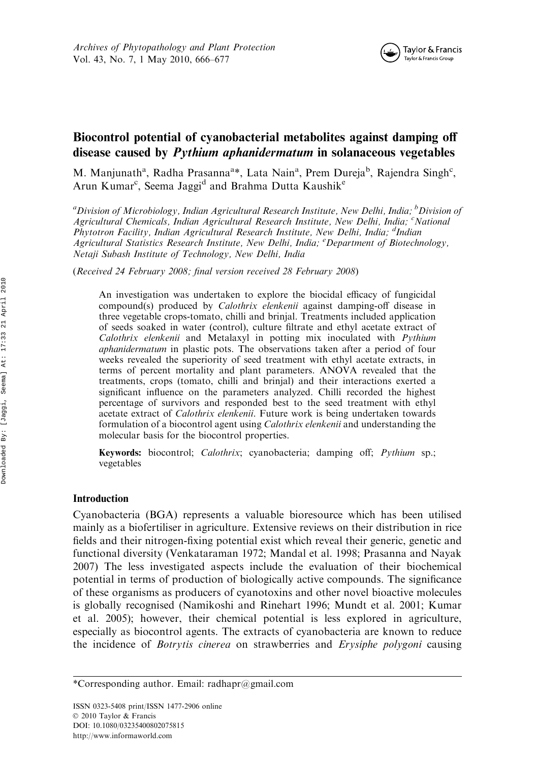# Biocontrol potential of cyanobacterial metabolites against damping off disease caused by *Pythium aphanidermatum* in solanaceous vegetables

M. Manjunath[a], Radha Prasanna[a]*, Lata Nain[a], Prem Dureja[b], Rajendra Singh[c], Arun Kumar[c], Seema Jaggi[d] and Brahma Dutta Kaushik[e]

[a]*Division of Microbiology, Indian Agricultural Research Institute, New Delhi, India;* [b]*Division of Agricultural Chemicals, Indian Agricultural Research Institute, New Delhi, India;* [c]*National Phytotron Facility, Indian Agricultural Research Institute, New Delhi, India;* [d]*Indian Agricultural Statistics Research Institute, New Delhi, India;* [e]*Department of Biotechnology, Netaji Subash Institute of Technology, New Delhi, India*

(*Received 24 February 2008; final version received 28 February 2008*)

An investigation was undertaken to explore the biocidal efficacy of fungicidal compound(s) produced by *Calothrix elenkenii* against damping-off disease in three vegetable crops-tomato, chilli and brinjal. Treatments included application of seeds soaked in water (control), culture filtrate and ethyl acetate extract of *Calothrix elenkenii* and Metalaxyl in potting mix inoculated with *Pythium aphanidermatum* in plastic pots. The observations taken after a period of four weeks revealed the superiority of seed treatment with ethyl acetate extracts, in terms of percent mortality and plant parameters. ANOVA revealed that the treatments, crops (tomato, chilli and brinjal) and their interactions exerted a significant influence on the parameters analyzed. Chilli recorded the highest percentage of survivors and responded best to the seed treatment with ethyl acetate extract of *Calothrix elenkenii*. Future work is being undertaken towards formulation of a biocontrol agent using *Calothrix elenkenii* and understanding the molecular basis for the biocontrol properties.

**Keywords:** biocontrol; *Calothrix*; cyanobacteria; damping off; *Pythium* sp.; vegetables

## Introduction

Cyanobacteria (BGA) represents a valuable bioresource which has been utilised mainly as a biofertiliser in agriculture. Extensive reviews on their distribution in rice fields and their nitrogen-fixing potential exist which reveal their generic, genetic and functional diversity (Venkataraman 1972; Mandal et al. 1998; Prasanna and Nayak 2007) The less investigated aspects include the evaluation of their biochemical potential in terms of production of biologically active compounds. The significance of these organisms as producers of cyanotoxins and other novel bioactive molecules is globally recognised (Namikoshi and Rinehart 1996; Mundt et al. 2001; Kumar et al. 2005); however, their chemical potential is less explored in agriculture, especially as biocontrol agents. The extracts of cyanobacteria are known to reduce the incidence of *Botrytis cinerea* on strawberries and *Erysiphe polygoni* causing

*Corresponding author. Email: radhapr@gmail.com

ISSN 0323-5408 print/ISSN 1477-2906 online
© 2010 Taylor & Francis
DOI: 10.1080/03235400802075815
http://www.informaworld.com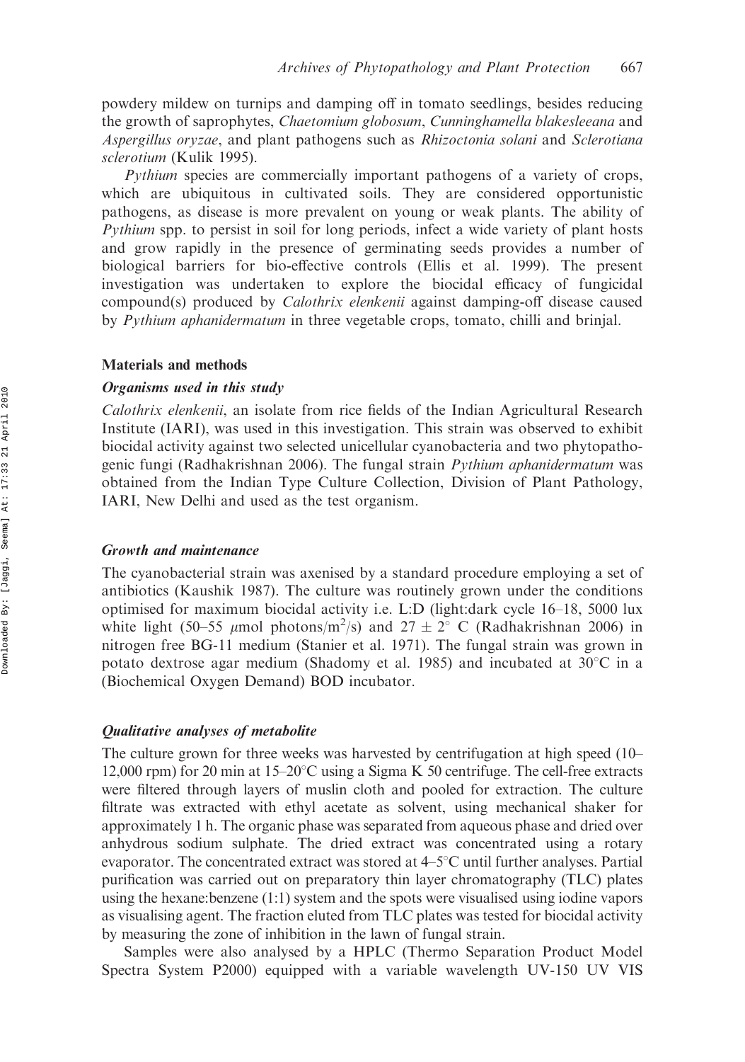powdery mildew on turnips and damping off in tomato seedlings, besides reducing the growth of saprophytes, *Chaetomium globosum*, *Cunninghamella blakesleeana* and *Aspergillus oryzae*, and plant pathogens such as *Rhizoctonia solani* and *Sclerotiana sclerotium* (Kulik 1995).

*Pythium* species are commercially important pathogens of a variety of crops, which are ubiquitous in cultivated soils. They are considered opportunistic pathogens, as disease is more prevalent on young or weak plants. The ability of *Pythium* spp. to persist in soil for long periods, infect a wide variety of plant hosts and grow rapidly in the presence of germinating seeds provides a number of biological barriers for bio-effective controls (Ellis et al. 1999). The present investigation was undertaken to explore the biocidal efficacy of fungicidal compound(s) produced by *Calothrix elenkenii* against damping-off disease caused by *Pythium aphanidermatum* in three vegetable crops, tomato, chilli and brinjal.

## Materials and methods

### Organisms used in this study

*Calothrix elenkenii*, an isolate from rice fields of the Indian Agricultural Research Institute (IARI), was used in this investigation. This strain was observed to exhibit biocidal activity against two selected unicellular cyanobacteria and two phytopathogenic fungi (Radhakrishnan 2006). The fungal strain *Pythium aphanidermatum* was obtained from the Indian Type Culture Collection, Division of Plant Pathology, IARI, New Delhi and used as the test organism.

### Growth and maintenance

The cyanobacterial strain was axenised by a standard procedure employing a set of antibiotics (Kaushik 1987). The culture was routinely grown under the conditions optimised for maximum biocidal activity i.e. L:D (light:dark cycle 16–18, 5000 lux white light (50–55 $\mu$mol photons/m$^2$/s) and $27 \pm 2^\circ$ C (Radhakrishnan 2006) in nitrogen free BG-11 medium (Stanier et al. 1971). The fungal strain was grown in potato dextrose agar medium (Shadomy et al. 1985) and incubated at 30°C in a (Biochemical Oxygen Demand) BOD incubator.

### Qualitative analyses of metabolite

The culture grown for three weeks was harvested by centrifugation at high speed (10–12,000 rpm) for 20 min at 15–20°C using a Sigma K 50 centrifuge. The cell-free extracts were filtered through layers of muslin cloth and pooled for extraction. The culture filtrate was extracted with ethyl acetate as solvent, using mechanical shaker for approximately 1 h. The organic phase was separated from aqueous phase and dried over anhydrous sodium sulphate. The dried extract was concentrated using a rotary evaporator. The concentrated extract was stored at 4–5°C until further analyses. Partial purification was carried out on preparatory thin layer chromatography (TLC) plates using the hexane:benzene (1:1) system and the spots were visualised using iodine vapors as visualising agent. The fraction eluted from TLC plates was tested for biocidal activity by measuring the zone of inhibition in the lawn of fungal strain.

Samples were also analysed by a HPLC (Thermo Separation Product Model Spectra System P2000) equipped with a variable wavelength UV-150 UV VIS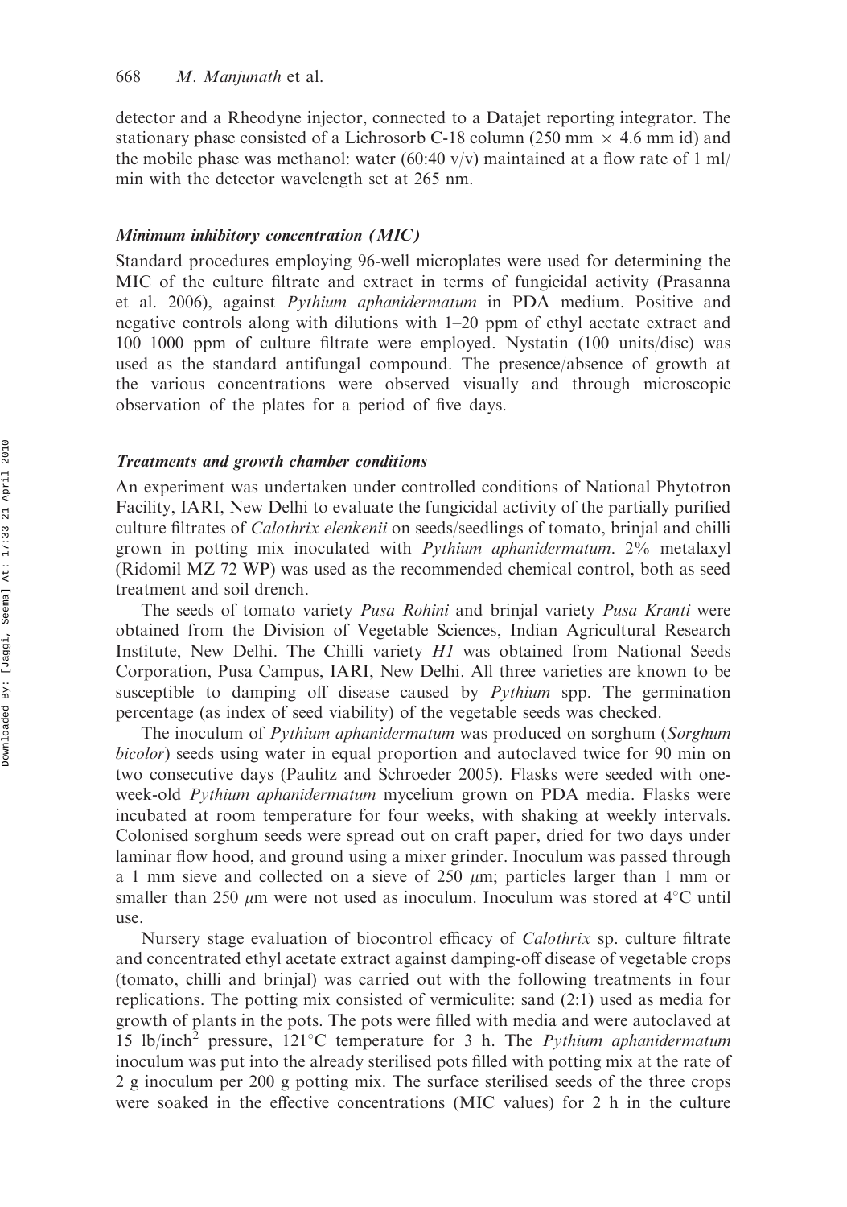detector and a Rheodyne injector, connected to a Datajet reporting integrator. The stationary phase consisted of a Lichrosorb C-18 column (250 mm × 4.6 mm id) and the mobile phase was methanol: water (60:40 v/v) maintained at a flow rate of 1 ml/min with the detector wavelength set at 265 nm.

### *Minimum inhibitory concentration (MIC)*

Standard procedures employing 96-well microplates were used for determining the MIC of the culture filtrate and extract in terms of fungicidal activity (Prasanna et al. 2006), against *Pythium aphanidermatum* in PDA medium. Positive and negative controls along with dilutions with 1–20 ppm of ethyl acetate extract and 100–1000 ppm of culture filtrate were employed. Nystatin (100 units/disc) was used as the standard antifungal compound. The presence/absence of growth at the various concentrations were observed visually and through microscopic observation of the plates for a period of five days.

### *Treatments and growth chamber conditions*

An experiment was undertaken under controlled conditions of National Phytotron Facility, IARI, New Delhi to evaluate the fungicidal activity of the partially purified culture filtrates of *Calothrix elenkenii* on seeds/seedlings of tomato, brinjal and chilli grown in potting mix inoculated with *Pythium aphanidermatum*. 2% metalaxyl (Ridomil MZ 72 WP) was used as the recommended chemical control, both as seed treatment and soil drench.

The seeds of tomato variety *Pusa Rohini* and brinjal variety *Pusa Kranti* were obtained from the Division of Vegetable Sciences, Indian Agricultural Research Institute, New Delhi. The Chilli variety *H1* was obtained from National Seeds Corporation, Pusa Campus, IARI, New Delhi. All three varieties are known to be susceptible to damping off disease caused by *Pythium* spp. The germination percentage (as index of seed viability) of the vegetable seeds was checked.

The inoculum of *Pythium aphanidermatum* was produced on sorghum (*Sorghum bicolor*) seeds using water in equal proportion and autoclaved twice for 90 min on two consecutive days (Paulitz and Schroeder 2005). Flasks were seeded with one-week-old *Pythium aphanidermatum* mycelium grown on PDA media. Flasks were incubated at room temperature for four weeks, with shaking at weekly intervals. Colonised sorghum seeds were spread out on craft paper, dried for two days under laminar flow hood, and ground using a mixer grinder. Inoculum was passed through a 1 mm sieve and collected on a sieve of 250 $\mu$m; particles larger than 1 mm or smaller than 250 $\mu$m were not used as inoculum. Inoculum was stored at 4°C until use.

Nursery stage evaluation of biocontrol efficacy of *Calothrix* sp. culture filtrate and concentrated ethyl acetate extract against damping-off disease of vegetable crops (tomato, chilli and brinjal) was carried out with the following treatments in four replications. The potting mix consisted of vermiculite: sand (2:1) used as media for growth of plants in the pots. The pots were filled with media and were autoclaved at 15 lb/inch$^2$ pressure, 121°C temperature for 3 h. The *Pythium aphanidermatum* inoculum was put into the already sterilised pots filled with potting mix at the rate of 2 g inoculum per 200 g potting mix. The surface sterilised seeds of the three crops were soaked in the effective concentrations (MIC values) for 2 h in the culture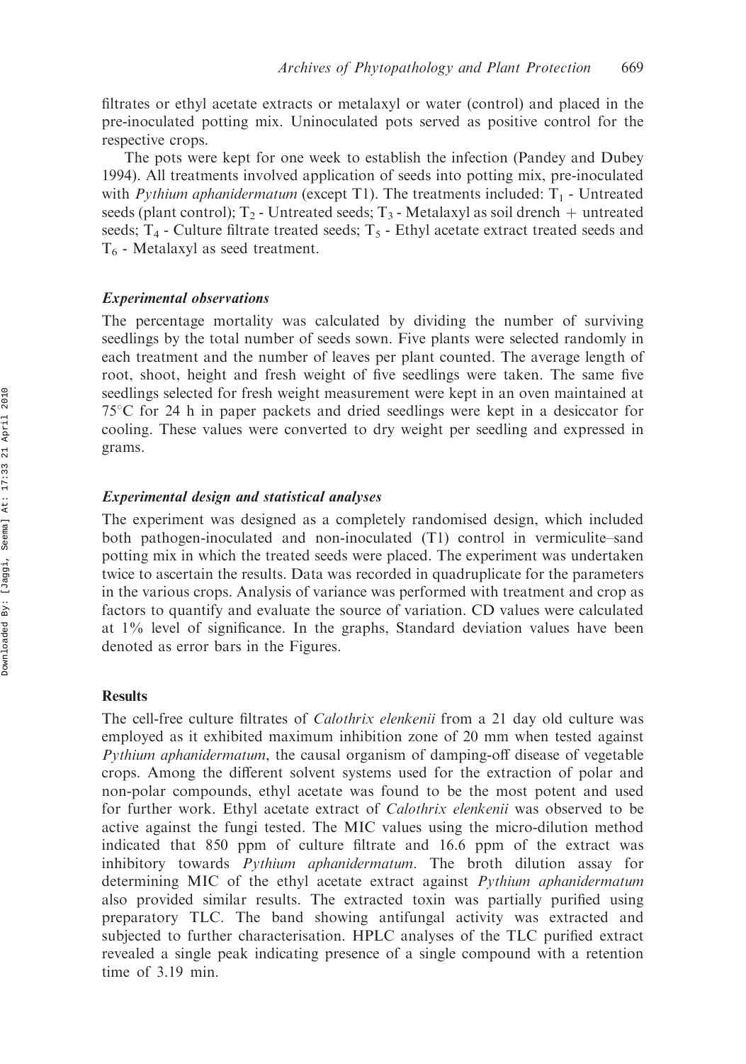filtrates or ethyl acetate extracts or metalaxyl or water (control) and placed in the pre-inoculated potting mix. Uninoculated pots served as positive control for the respective crops.

The pots were kept for one week to establish the infection (Pandey and Dubey 1994). All treatments involved application of seeds into potting mix, pre-inoculated with *Pythium aphanidermatum* (except T1). The treatments included: $T_1$ - Untreated seeds (plant control); $T_2$ - Untreated seeds; $T_3$ - Metalaxyl as soil drench + untreated seeds; $T_4$ - Culture filtrate treated seeds; $T_5$ - Ethyl acetate extract treated seeds and $T_6$ - Metalaxyl as seed treatment.

### *Experimental observations*

The percentage mortality was calculated by dividing the number of surviving seedlings by the total number of seeds sown. Five plants were selected randomly in each treatment and the number of leaves per plant counted. The average length of root, shoot, height and fresh weight of five seedlings were taken. The same five seedlings selected for fresh weight measurement were kept in an oven maintained at 75°C for 24 h in paper packets and dried seedlings were kept in a desiccator for cooling. These values were converted to dry weight per seedling and expressed in grams.

### *Experimental design and statistical analyses*

The experiment was designed as a completely randomised design, which included both pathogen-inoculated and non-inoculated (T1) control in vermiculite–sand potting mix in which the treated seeds were placed. The experiment was undertaken twice to ascertain the results. Data was recorded in quadruplicate for the parameters in the various crops. Analysis of variance was performed with treatment and crop as factors to quantify and evaluate the source of variation. CD values were calculated at 1% level of significance. In the graphs, Standard deviation values have been denoted as error bars in the Figures.

## Results

The cell-free culture filtrates of *Calothrix elenkenii* from a 21 day old culture was employed as it exhibited maximum inhibition zone of 20 mm when tested against *Pythium aphanidermatum*, the causal organism of damping-off disease of vegetable crops. Among the different solvent systems used for the extraction of polar and non-polar compounds, ethyl acetate was found to be the most potent and used for further work. Ethyl acetate extract of *Calothrix elenkenii* was observed to be active against the fungi tested. The MIC values using the micro-dilution method indicated that 850 ppm of culture filtrate and 16.6 ppm of the extract was inhibitory towards *Pythium aphanidermatum*. The broth dilution assay for determining MIC of the ethyl acetate extract against *Pythium aphanidermatum* also provided similar results. The extracted toxin was partially purified using preparatory TLC. The band showing antifungal activity was extracted and subjected to further characterisation. HPLC analyses of the TLC purified extract revealed a single peak indicating presence of a single compound with a retention time of 3.19 min.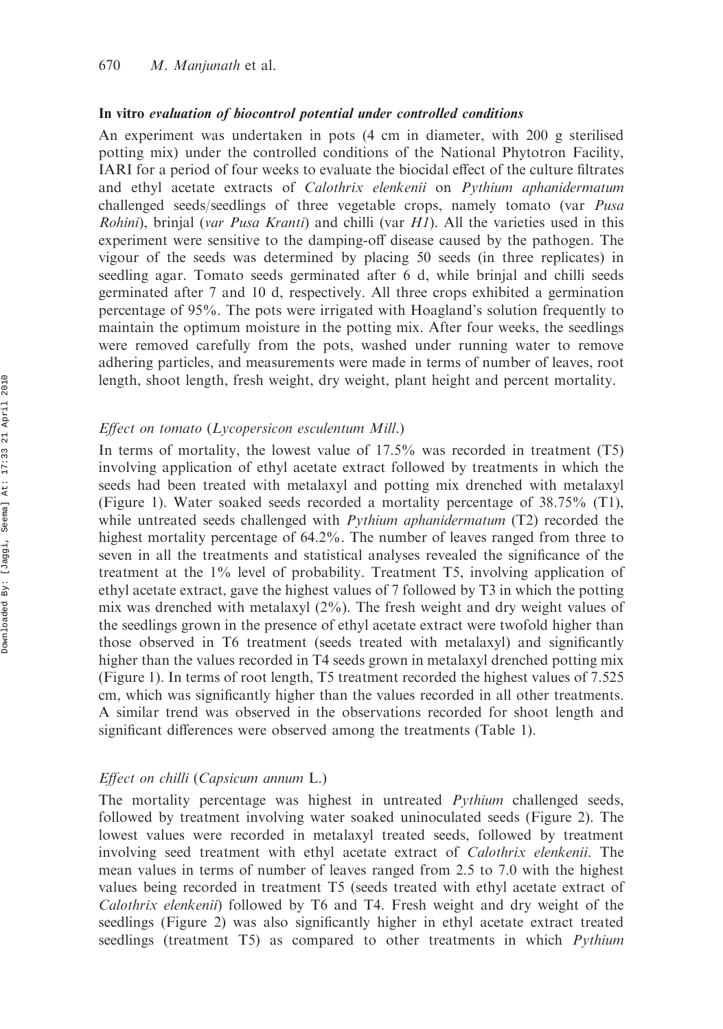### *In vitro evaluation of biocontrol potential under controlled conditions*

An experiment was undertaken in pots (4 cm in diameter, with 200 g sterilised potting mix) under the controlled conditions of the National Phytotron Facility, IARI for a period of four weeks to evaluate the biocidal effect of the culture filtrates and ethyl acetate extracts of *Calothrix elenkenii* on *Pythium aphanidermatum* challenged seeds/seedlings of three vegetable crops, namely tomato (var *Pusa Rohini*), brinjal (*var Pusa Kranti*) and chilli (var *H1*). All the varieties used in this experiment were sensitive to the damping-off disease caused by the pathogen. The vigour of the seeds was determined by placing 50 seeds (in three replicates) in seedling agar. Tomato seeds germinated after 6 d, while brinjal and chilli seeds germinated after 7 and 10 d, respectively. All three crops exhibited a germination percentage of 95%. The pots were irrigated with Hoagland's solution frequently to maintain the optimum moisture in the potting mix. After four weeks, the seedlings were removed carefully from the pots, washed under running water to remove adhering particles, and measurements were made in terms of number of leaves, root length, shoot length, fresh weight, dry weight, plant height and percent mortality.

#### *Effect on tomato (Lycopersicon esculentum Mill.)*

In terms of mortality, the lowest value of 17.5% was recorded in treatment (T5) involving application of ethyl acetate extract followed by treatments in which the seeds had been treated with metalaxyl and potting mix drenched with metalaxyl (Figure 1). Water soaked seeds recorded a mortality percentage of 38.75% (T1), while untreated seeds challenged with *Pythium aphanidermatum* (T2) recorded the highest mortality percentage of 64.2%. The number of leaves ranged from three to seven in all the treatments and statistical analyses revealed the significance of the treatment at the 1% level of probability. Treatment T5, involving application of ethyl acetate extract, gave the highest values of 7 followed by T3 in which the potting mix was drenched with metalaxyl (2%). The fresh weight and dry weight values of the seedlings grown in the presence of ethyl acetate extract were twofold higher than those observed in T6 treatment (seeds treated with metalaxyl) and significantly higher than the values recorded in T4 seeds grown in metalaxyl drenched potting mix (Figure 1). In terms of root length, T5 treatment recorded the highest values of 7.525 cm, which was significantly higher than the values recorded in all other treatments. A similar trend was observed in the observations recorded for shoot length and significant differences were observed among the treatments (Table 1).

#### *Effect on chilli (Capsicum annum L.)*

The mortality percentage was highest in untreated *Pythium* challenged seeds, followed by treatment involving water soaked uninoculated seeds (Figure 2). The lowest values were recorded in metalaxyl treated seeds, followed by treatment involving seed treatment with ethyl acetate extract of *Calothrix elenkenii*. The mean values in terms of number of leaves ranged from 2.5 to 7.0 with the highest values being recorded in treatment T5 (seeds treated with ethyl acetate extract of *Calothrix elenkenii*) followed by T6 and T4. Fresh weight and dry weight of the seedlings (Figure 2) was also significantly higher in ethyl acetate extract treated seedlings (treatment T5) as compared to other treatments in which *Pythium*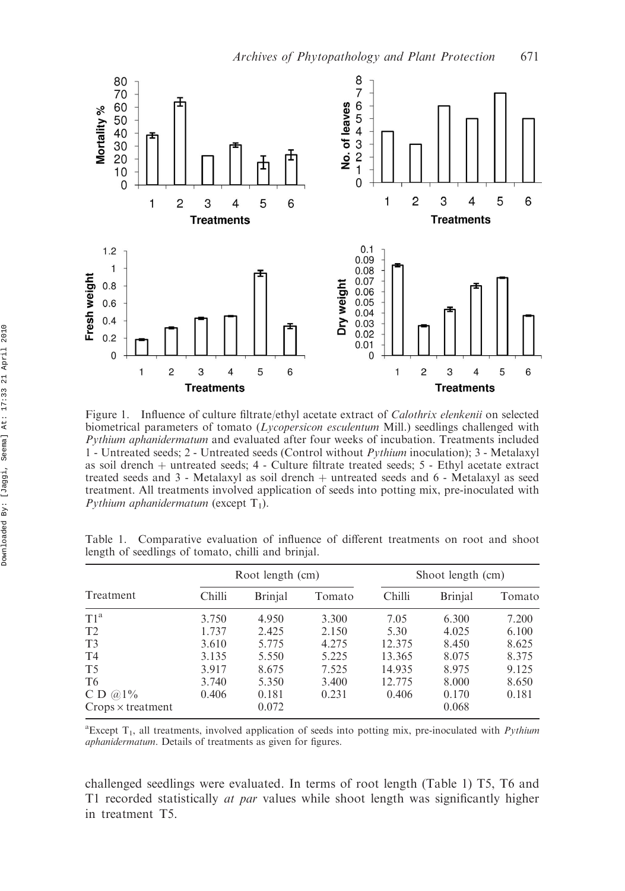Figure 1. Influence of culture filtrate/ethyl acetate extract of *Calothrix elenkenii* on selected biometrical parameters of tomato (*Lycopersicon esculentum* Mill.) seedlings challenged with *Pythium aphanidermatum* and evaluated after four weeks of incubation. Treatments included 1 - Untreated seeds; 2 - Untreated seeds (Control without *Pythium* inoculation); 3 - Metalaxyl as soil drench + untreated seeds; 4 - Culture filtrate treated seeds; 5 - Ethyl acetate extract treated seeds and 3 - Metalaxyl as soil drench + untreated seeds and 6 - Metalaxyl as seed treatment. All treatments involved application of seeds into potting mix, pre-inoculated with *Pythium aphanidermatum* (except $T_1$).

Table 1. Comparative evaluation of influence of different treatments on root and shoot length of seedlings of tomato, chilli and brinjal.

| Treatment | Root length (cm) | | | Shoot length (cm) | | |
|---|---|---|---|---|---|---|
| | Chilli | Brinjal | Tomato | Chilli | Brinjal | Tomato |
| T1[a] | 3.750 | 4.950 | 3.300 | 7.05 | 6.300 | 7.200 |
| T2 | 1.737 | 2.425 | 2.150 | 5.30 | 4.025 | 6.100 |
| T3 | 3.610 | 5.775 | 4.275 | 12.375 | 8.450 | 8.625 |
| T4 | 3.135 | 5.550 | 5.225 | 13.365 | 8.075 | 8.375 |
| T5 | 3.917 | 8.675 | 7.525 | 14.935 | 8.975 | 9.125 |
| T6 | 3.740 | 5.350 | 3.400 | 12.775 | 8.000 | 8.650 |
| C D @1% | 0.406 | 0.181 | 0.231 | 0.406 | 0.170 | 0.181 |
| Crops × treatment | | 0.072 | | | 0.068 | |

[a]Except $T_1$, all treatments, involved application of seeds into potting mix, pre-inoculated with *Pythium aphanidermatum*. Details of treatments as given for figures.

challenged seedlings were evaluated. In terms of root length (Table 1) T5, T6 and T1 recorded statistically *at par* values while shoot length was significantly higher in treatment T5.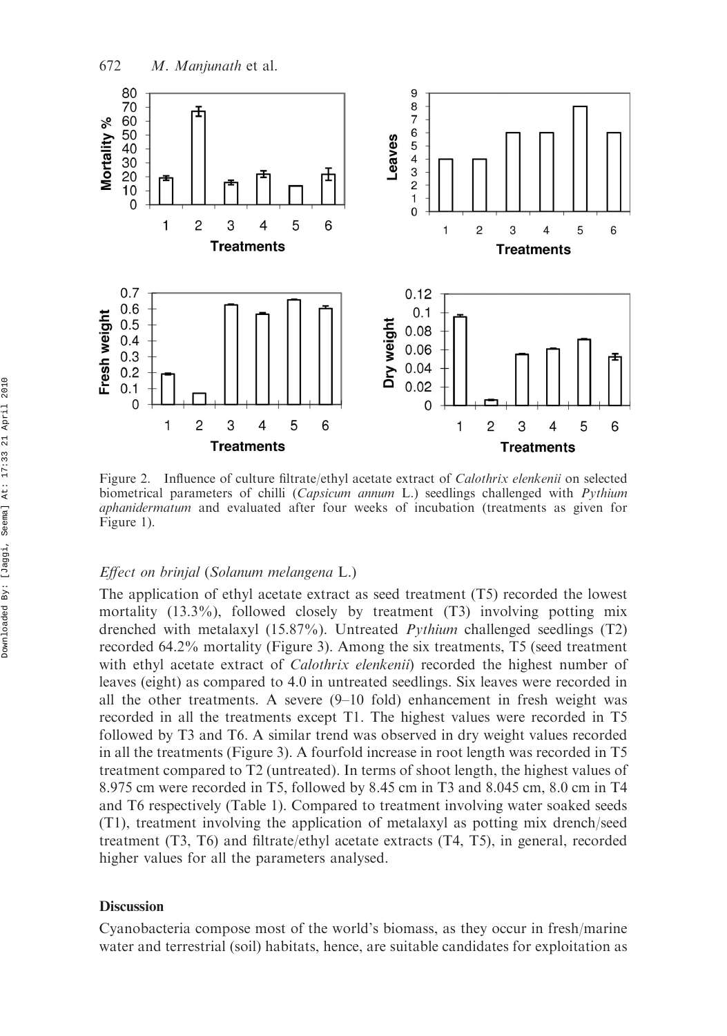Figure 2. Influence of culture filtrate/ethyl acetate extract of *Calothrix elenkenii* on selected biometrical parameters of chilli (*Capsicum annum* L.) seedlings challenged with *Pythium aphanidermatum* and evaluated after four weeks of incubation (treatments as given for Figure 1).

### *Effect on brinjal* (*Solanum melangena* L.)

The application of ethyl acetate extract as seed treatment (T5) recorded the lowest mortality (13.3%), followed closely by treatment (T3) involving potting mix drenched with metalaxyl (15.87%). Untreated *Pythium* challenged seedlings (T2) recorded 64.2% mortality (Figure 3). Among the six treatments, T5 (seed treatment with ethyl acetate extract of *Calothrix elenkenii*) recorded the highest number of leaves (eight) as compared to 4.0 in untreated seedlings. Six leaves were recorded in all the other treatments. A severe (9–10 fold) enhancement in fresh weight was recorded in all the treatments except T1. The highest values were recorded in T5 followed by T3 and T6. A similar trend was observed in dry weight values recorded in all the treatments (Figure 3). A fourfold increase in root length was recorded in T5 treatment compared to T2 (untreated). In terms of shoot length, the highest values of 8.975 cm were recorded in T5, followed by 8.45 cm in T3 and 8.045 cm, 8.0 cm in T4 and T6 respectively (Table 1). Compared to treatment involving water soaked seeds (T1), treatment involving the application of metalaxyl as potting mix drench/seed treatment (T3, T6) and filtrate/ethyl acetate extracts (T4, T5), in general, recorded higher values for all the parameters analysed.

## Discussion

Cyanobacteria compose most of the world's biomass, as they occur in fresh/marine water and terrestrial (soil) habitats, hence, are suitable candidates for exploitation as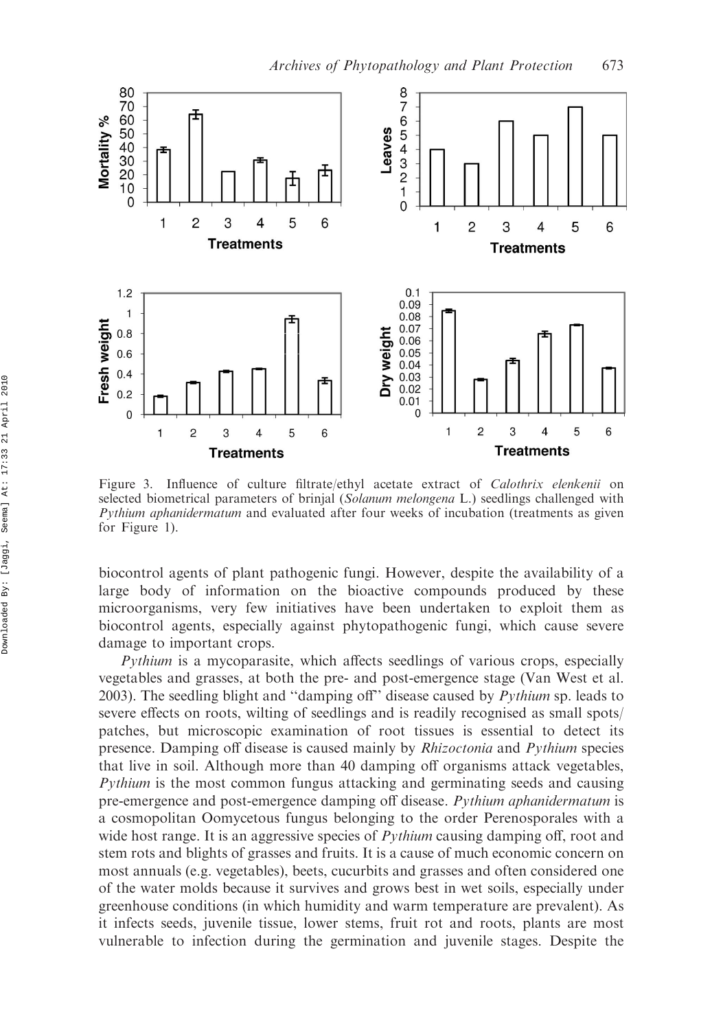Figure 3. Influence of culture filtrate/ethyl acetate extract of *Calothrix elenkenii* on selected biometrical parameters of brinjal (*Solanum melongena* L.) seedlings challenged with *Pythium aphanidermatum* and evaluated after four weeks of incubation (treatments as given for Figure 1).

biocontrol agents of plant pathogenic fungi. However, despite the availability of a large body of information on the bioactive compounds produced by these microorganisms, very few initiatives have been undertaken to exploit them as biocontrol agents, especially against phytopathogenic fungi, which cause severe damage to important crops.

*Pythium* is a mycoparasite, which affects seedlings of various crops, especially vegetables and grasses, at both the pre- and post-emergence stage (Van West et al. 2003). The seedling blight and "damping off" disease caused by *Pythium* sp. leads to severe effects on roots, wilting of seedlings and is readily recognised as small spots/patches, but microscopic examination of root tissues is essential to detect its presence. Damping off disease is caused mainly by *Rhizoctonia* and *Pythium* species that live in soil. Although more than 40 damping off organisms attack vegetables, *Pythium* is the most common fungus attacking and germinating seeds and causing pre-emergence and post-emergence damping off disease. *Pythium aphanidermatum* is a cosmopolitan Oomycetous fungus belonging to the order Perenosporales with a wide host range. It is an aggressive species of *Pythium* causing damping off, root and stem rots and blights of grasses and fruits. It is a cause of much economic concern on most annuals (e.g. vegetables), beets, cucurbits and grasses and often considered one of the water molds because it survives and grows best in wet soils, especially under greenhouse conditions (in which humidity and warm temperature are prevalent). As it infects seeds, juvenile tissue, lower stems, fruit rot and roots, plants are most vulnerable to infection during the germination and juvenile stages. Despite the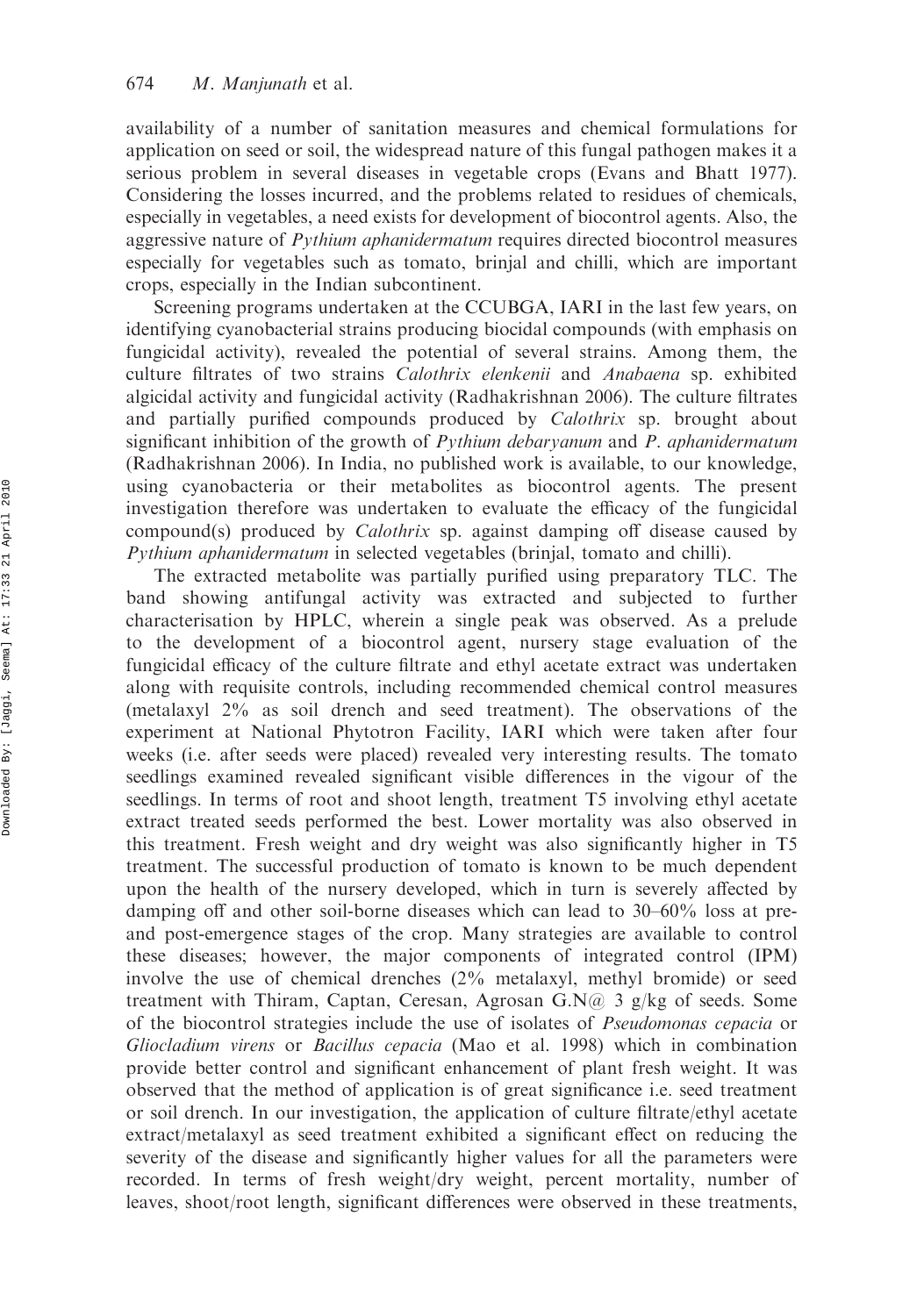availability of a number of sanitation measures and chemical formulations for application on seed or soil, the widespread nature of this fungal pathogen makes it a serious problem in several diseases in vegetable crops (Evans and Bhatt 1977). Considering the losses incurred, and the problems related to residues of chemicals, especially in vegetables, a need exists for development of biocontrol agents. Also, the aggressive nature of *Pythium aphanidermatum* requires directed biocontrol measures especially for vegetables such as tomato, brinjal and chilli, which are important crops, especially in the Indian subcontinent.

Screening programs undertaken at the CCUBGA, IARI in the last few years, on identifying cyanobacterial strains producing biocidal compounds (with emphasis on fungicidal activity), revealed the potential of several strains. Among them, the culture filtrates of two strains *Calothrix elenkenii* and *Anabaena* sp. exhibited algicidal activity and fungicidal activity (Radhakrishnan 2006). The culture filtrates and partially purified compounds produced by *Calothrix* sp. brought about significant inhibition of the growth of *Pythium debaryanum* and *P. aphanidermatum* (Radhakrishnan 2006). In India, no published work is available, to our knowledge, using cyanobacteria or their metabolites as biocontrol agents. The present investigation therefore was undertaken to evaluate the efficacy of the fungicidal compound(s) produced by *Calothrix* sp. against damping off disease caused by *Pythium aphanidermatum* in selected vegetables (brinjal, tomato and chilli).

The extracted metabolite was partially purified using preparatory TLC. The band showing antifungal activity was extracted and subjected to further characterisation by HPLC, wherein a single peak was observed. As a prelude to the development of a biocontrol agent, nursery stage evaluation of the fungicidal efficacy of the culture filtrate and ethyl acetate extract was undertaken along with requisite controls, including recommended chemical control measures (metalaxyl 2% as soil drench and seed treatment). The observations of the experiment at National Phytotron Facility, IARI which were taken after four weeks (i.e. after seeds were placed) revealed very interesting results. The tomato seedlings examined revealed significant visible differences in the vigour of the seedlings. In terms of root and shoot length, treatment T5 involving ethyl acetate extract treated seeds performed the best. Lower mortality was also observed in this treatment. Fresh weight and dry weight was also significantly higher in T5 treatment. The successful production of tomato is known to be much dependent upon the health of the nursery developed, which in turn is severely affected by damping off and other soil-borne diseases which can lead to 30–60% loss at pre- and post-emergence stages of the crop. Many strategies are available to control these diseases; however, the major components of integrated control (IPM) involve the use of chemical drenches (2% metalaxyl, methyl bromide) or seed treatment with Thiram, Captan, Ceresan, Agrosan G.N@ 3 g/kg of seeds. Some of the biocontrol strategies include the use of isolates of *Pseudomonas cepacia* or *Gliocladium virens* or *Bacillus cepacia* (Mao et al. 1998) which in combination provide better control and significant enhancement of plant fresh weight. It was observed that the method of application is of great significance i.e. seed treatment or soil drench. In our investigation, the application of culture filtrate/ethyl acetate extract/metalaxyl as seed treatment exhibited a significant effect on reducing the severity of the disease and significantly higher values for all the parameters were recorded. In terms of fresh weight/dry weight, percent mortality, number of leaves, shoot/root length, significant differences were observed in these treatments,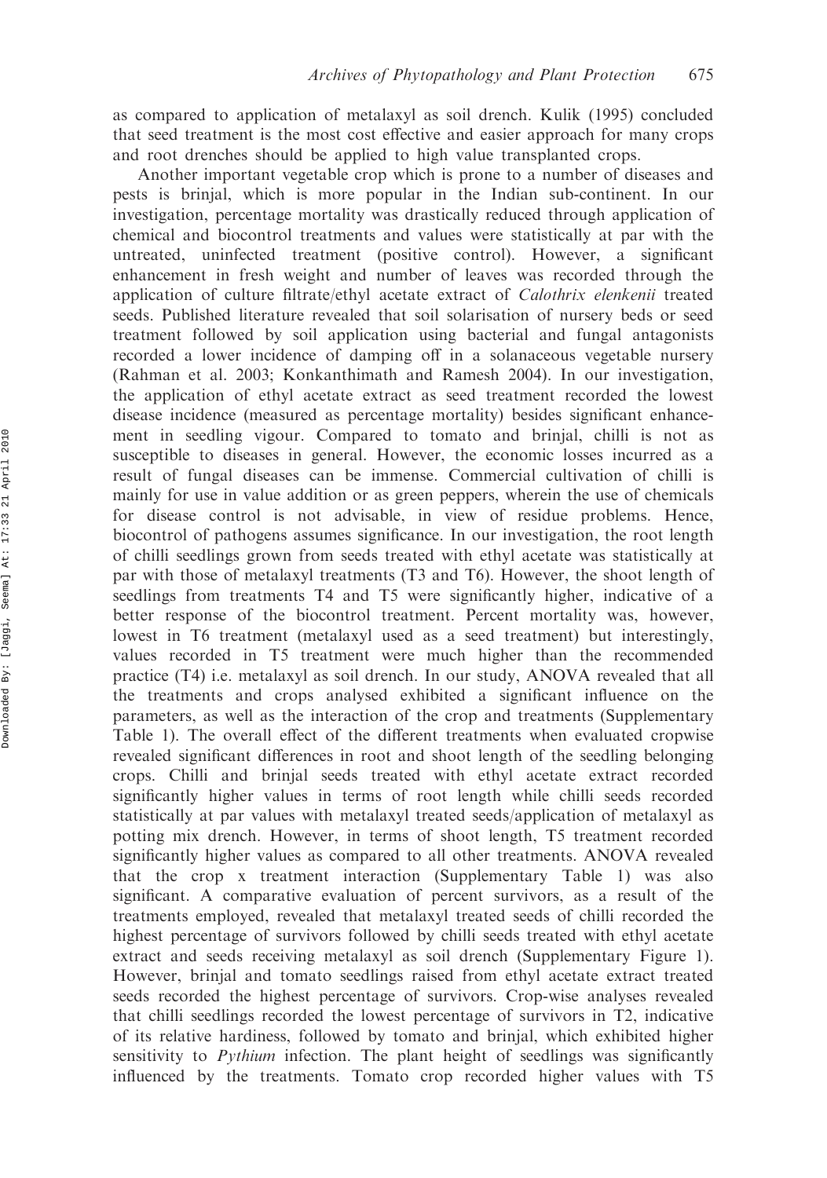as compared to application of metalaxyl as soil drench. Kulik (1995) concluded that seed treatment is the most cost effective and easier approach for many crops and root drenches should be applied to high value transplanted crops.

Another important vegetable crop which is prone to a number of diseases and pests is brinjal, which is more popular in the Indian sub-continent. In our investigation, percentage mortality was drastically reduced through application of chemical and biocontrol treatments and values were statistically at par with the untreated, uninfected treatment (positive control). However, a significant enhancement in fresh weight and number of leaves was recorded through the application of culture filtrate/ethyl acetate extract of *Calothrix elenkenii* treated seeds. Published literature revealed that soil solarisation of nursery beds or seed treatment followed by soil application using bacterial and fungal antagonists recorded a lower incidence of damping off in a solanaceous vegetable nursery (Rahman et al. 2003; Konkanthimath and Ramesh 2004). In our investigation, the application of ethyl acetate extract as seed treatment recorded the lowest disease incidence (measured as percentage mortality) besides significant enhancement in seedling vigour. Compared to tomato and brinjal, chilli is not as susceptible to diseases in general. However, the economic losses incurred as a result of fungal diseases can be immense. Commercial cultivation of chilli is mainly for use in value addition or as green peppers, wherein the use of chemicals for disease control is not advisable, in view of residue problems. Hence, biocontrol of pathogens assumes significance. In our investigation, the root length of chilli seedlings grown from seeds treated with ethyl acetate was statistically at par with those of metalaxyl treatments (T3 and T6). However, the shoot length of seedlings from treatments T4 and T5 were significantly higher, indicative of a better response of the biocontrol treatment. Percent mortality was, however, lowest in T6 treatment (metalaxyl used as a seed treatment) but interestingly, values recorded in T5 treatment were much higher than the recommended practice (T4) i.e. metalaxyl as soil drench. In our study, ANOVA revealed that all the treatments and crops analysed exhibited a significant influence on the parameters, as well as the interaction of the crop and treatments (Supplementary Table 1). The overall effect of the different treatments when evaluated cropwise revealed significant differences in root and shoot length of the seedling belonging crops. Chilli and brinjal seeds treated with ethyl acetate extract recorded significantly higher values in terms of root length while chilli seeds recorded statistically at par values with metalaxyl treated seeds/application of metalaxyl as potting mix drench. However, in terms of shoot length, T5 treatment recorded significantly higher values as compared to all other treatments. ANOVA revealed that the crop x treatment interaction (Supplementary Table 1) was also significant. A comparative evaluation of percent survivors, as a result of the treatments employed, revealed that metalaxyl treated seeds of chilli recorded the highest percentage of survivors followed by chilli seeds treated with ethyl acetate extract and seeds receiving metalaxyl as soil drench (Supplementary Figure 1). However, brinjal and tomato seedlings raised from ethyl acetate extract treated seeds recorded the highest percentage of survivors. Crop-wise analyses revealed that chilli seedlings recorded the lowest percentage of survivors in T2, indicative of its relative hardiness, followed by tomato and brinjal, which exhibited higher sensitivity to *Pythium* infection. The plant height of seedlings was significantly influenced by the treatments. Tomato crop recorded higher values with T5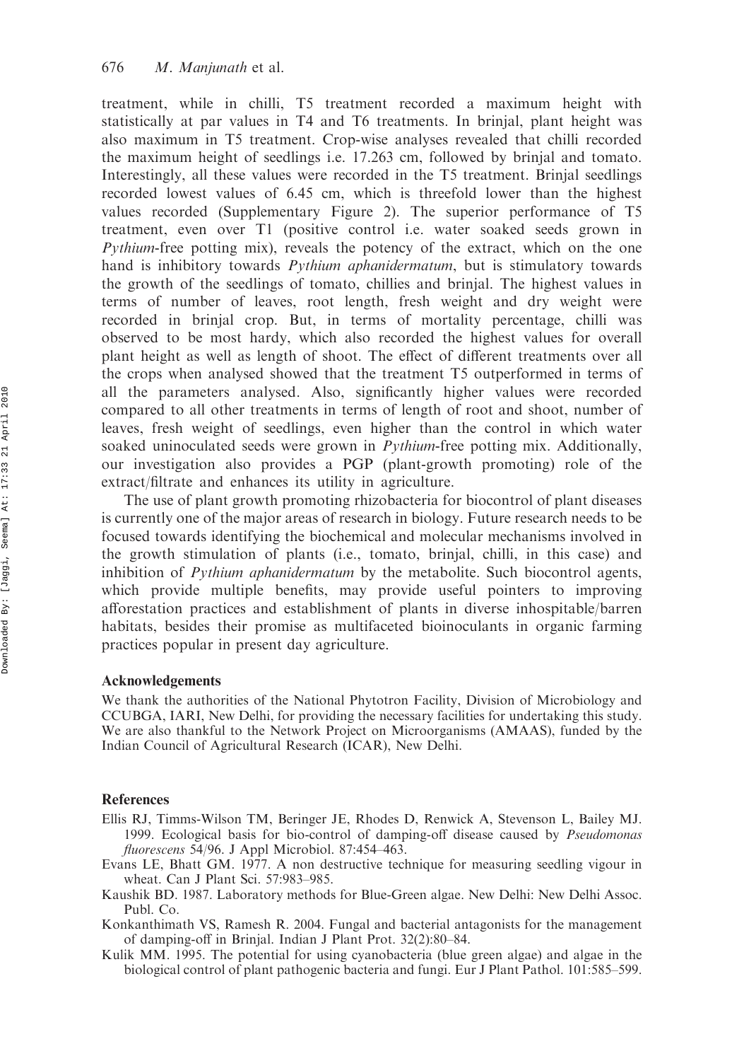treatment, while in chilli, T5 treatment recorded a maximum height with statistically at par values in T4 and T6 treatments. In brinjal, plant height was also maximum in T5 treatment. Crop-wise analyses revealed that chilli recorded the maximum height of seedlings i.e. 17.263 cm, followed by brinjal and tomato. Interestingly, all these values were recorded in the T5 treatment. Brinjal seedlings recorded lowest values of 6.45 cm, which is threefold lower than the highest values recorded (Supplementary Figure 2). The superior performance of T5 treatment, even over T1 (positive control i.e. water soaked seeds grown in *Pythium*-free potting mix), reveals the potency of the extract, which on the one hand is inhibitory towards *Pythium aphanidermatum*, but is stimulatory towards the growth of the seedlings of tomato, chillies and brinjal. The highest values in terms of number of leaves, root length, fresh weight and dry weight were recorded in brinjal crop. But, in terms of mortality percentage, chilli was observed to be most hardy, which also recorded the highest values for overall plant height as well as length of shoot. The effect of different treatments over all the crops when analysed showed that the treatment T5 outperformed in terms of all the parameters analysed. Also, significantly higher values were recorded compared to all other treatments in terms of length of root and shoot, number of leaves, fresh weight of seedlings, even higher than the control in which water soaked uninoculated seeds were grown in *Pythium*-free potting mix. Additionally, our investigation also provides a PGP (plant-growth promoting) role of the extract/filtrate and enhances its utility in agriculture.

The use of plant growth promoting rhizobacteria for biocontrol of plant diseases is currently one of the major areas of research in biology. Future research needs to be focused towards identifying the biochemical and molecular mechanisms involved in the growth stimulation of plants (i.e., tomato, brinjal, chilli, in this case) and inhibition of *Pythium aphanidermatum* by the metabolite. Such biocontrol agents, which provide multiple benefits, may provide useful pointers to improving afforestation practices and establishment of plants in diverse inhospitable/barren habitats, besides their promise as multifaceted bioinoculants in organic farming practices popular in present day agriculture.

## Acknowledgements

We thank the authorities of the National Phytotron Facility, Division of Microbiology and CCUBGA, IARI, New Delhi, for providing the necessary facilities for undertaking this study. We are also thankful to the Network Project on Microorganisms (AMAAS), funded by the Indian Council of Agricultural Research (ICAR), New Delhi.

## References

Ellis RJ, Timms-Wilson TM, Beringer JE, Rhodes D, Renwick A, Stevenson L, Bailey MJ. 1999. Ecological basis for bio-control of damping-off disease caused by *Pseudomonas fluorescens* 54/96. J Appl Microbiol. 87:454–463.

Evans LE, Bhatt GM. 1977. A non destructive technique for measuring seedling vigour in wheat. Can J Plant Sci. 57:983–985.

Kaushik BD. 1987. Laboratory methods for Blue-Green algae. New Delhi: New Delhi Assoc. Publ. Co.

Konkanthimath VS, Ramesh R. 2004. Fungal and bacterial antagonists for the management of damping-off in Brinjal. Indian J Plant Prot. 32(2):80–84.

Kulik MM. 1995. The potential for using cyanobacteria (blue green algae) and algae in the biological control of plant pathogenic bacteria and fungi. Eur J Plant Pathol. 101:585–599.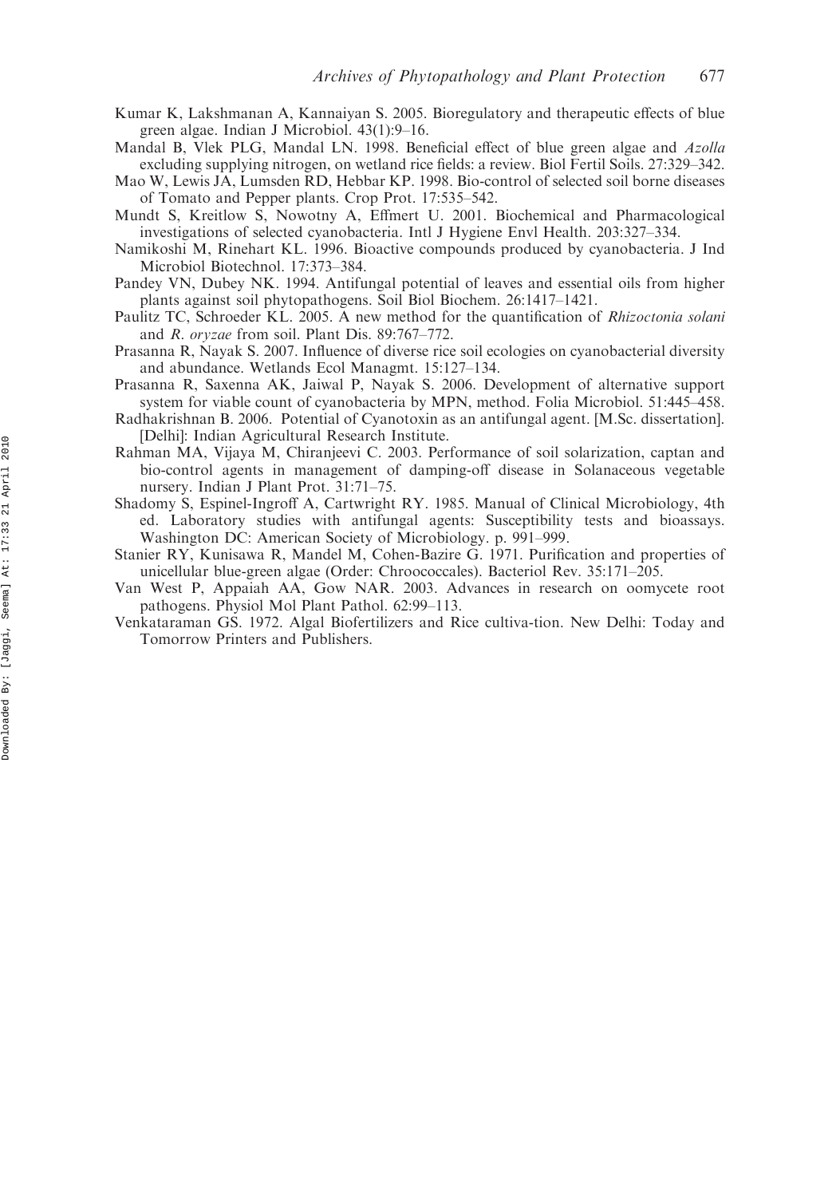Kumar K, Lakshmanan A, Kannaiyan S. 2005. Bioregulatory and therapeutic effects of blue green algae. Indian J Microbiol. 43(1):9–16.

Mandal B, Vlek PLG, Mandal LN. 1998. Beneficial effect of blue green algae and *Azolla* excluding supplying nitrogen, on wetland rice fields: a review. Biol Fertil Soils. 27:329–342.

Mao W, Lewis JA, Lumsden RD, Hebbar KP. 1998. Bio-control of selected soil borne diseases of Tomato and Pepper plants. Crop Prot. 17:535–542.

Mundt S, Kreitlow S, Nowotny A, Effmert U. 2001. Biochemical and Pharmacological investigations of selected cyanobacteria. Intl J Hygiene Envl Health. 203:327–334.

Namikoshi M, Rinehart KL. 1996. Bioactive compounds produced by cyanobacteria. J Ind Microbiol Biotechnol. 17:373–384.

Pandey VN, Dubey NK. 1994. Antifungal potential of leaves and essential oils from higher plants against soil phytopathogens. Soil Biol Biochem. 26:1417–1421.

Paulitz TC, Schroeder KL. 2005. A new method for the quantification of *Rhizoctonia solani* and *R. oryzae* from soil. Plant Dis. 89:767–772.

Prasanna R, Nayak S. 2007. Influence of diverse rice soil ecologies on cyanobacterial diversity and abundance. Wetlands Ecol Managmt. 15:127–134.

Prasanna R, Saxenna AK, Jaiwal P, Nayak S. 2006. Development of alternative support system for viable count of cyanobacteria by MPN, method. Folia Microbiol. 51:445–458.

Radhakrishnan B. 2006. Potential of Cyanotoxin as an antifungal agent. [M.Sc. dissertation]. [Delhi]: Indian Agricultural Research Institute.

Rahman MA, Vijaya M, Chiranjeevi C. 2003. Performance of soil solarization, captan and bio-control agents in management of damping-off disease in Solanaceous vegetable nursery. Indian J Plant Prot. 31:71–75.

Shadomy S, Espinel-Ingroff A, Cartwright RY. 1985. Manual of Clinical Microbiology, 4th ed. Laboratory studies with antifungal agents: Susceptibility tests and bioassays. Washington DC: American Society of Microbiology. p. 991–999.

Stanier RY, Kunisawa R, Mandel M, Cohen-Bazire G. 1971. Purification and properties of unicellular blue-green algae (Order: Chroococcales). Bacteriol Rev. 35:171–205.

Van West P, Appaiah AA, Gow NAR. 2003. Advances in research on oomycete root pathogens. Physiol Mol Plant Pathol. 62:99–113.

Venkataraman GS. 1972. Algal Biofertilizers and Rice cultiva-tion. New Delhi: Today and Tomorrow Printers and Publishers.